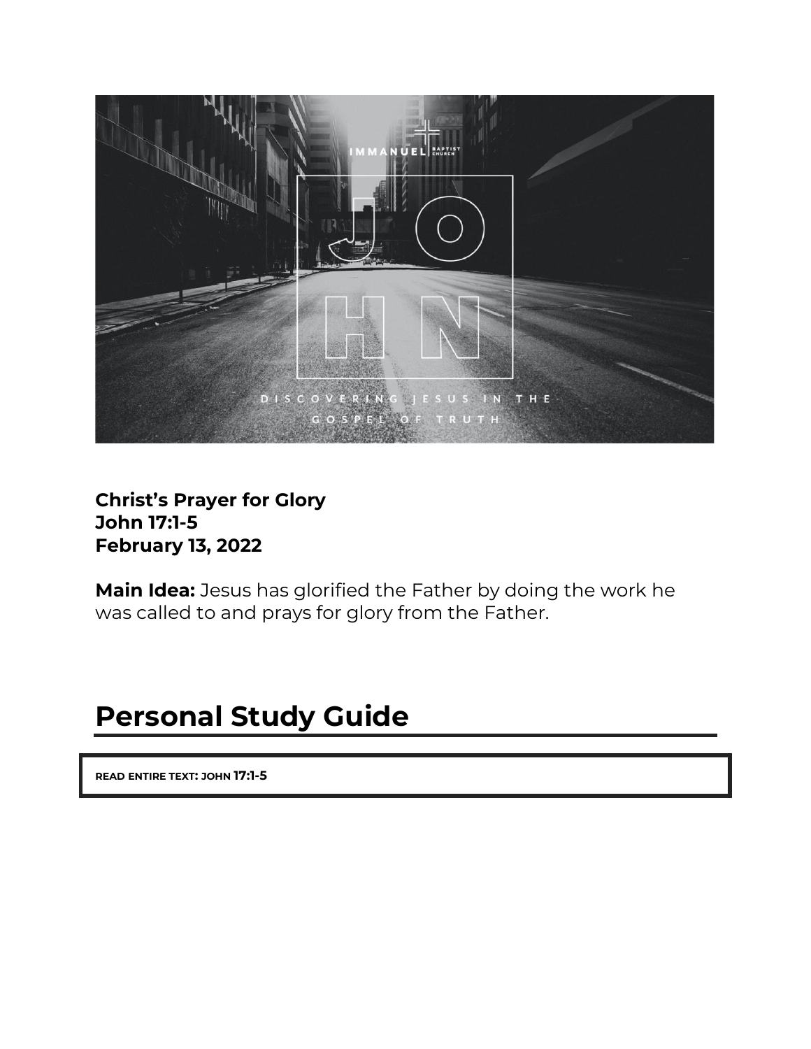**Christ's Prayer for Glory**
**John 17:1-5**
**February 13, 2022**

**Main Idea:** Jesus has glorified the Father by doing the work he was called to and prays for glory from the Father.

# Personal Study Guide

**READ ENTIRE TEXT: JOHN 17:1-5**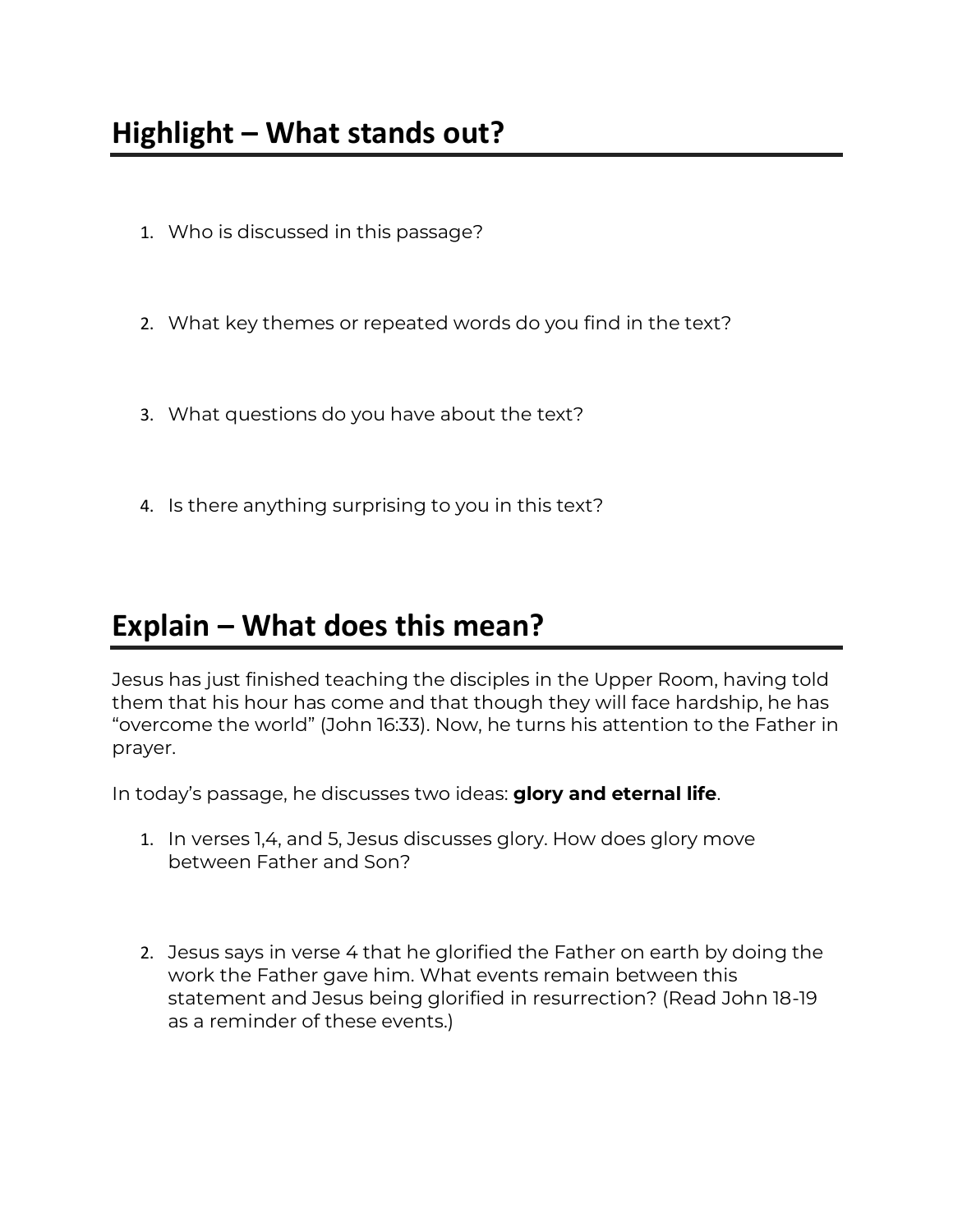## Highlight – What stands out?

1. Who is discussed in this passage?

2. What key themes or repeated words do you find in the text?

3. What questions do you have about the text?

4. Is there anything surprising to you in this text?

## Explain – What does this mean?

Jesus has just finished teaching the disciples in the Upper Room, having told them that his hour has come and that though they will face hardship, he has "overcome the world" (John 16:33). Now, he turns his attention to the Father in prayer.

In today's passage, he discusses two ideas: **glory and eternal life**.

1. In verses 1,4, and 5, Jesus discusses glory. How does glory move between Father and Son?

2. Jesus says in verse 4 that he glorified the Father on earth by doing the work the Father gave him. What events remain between this statement and Jesus being glorified in resurrection? (Read John 18-19 as a reminder of these events.)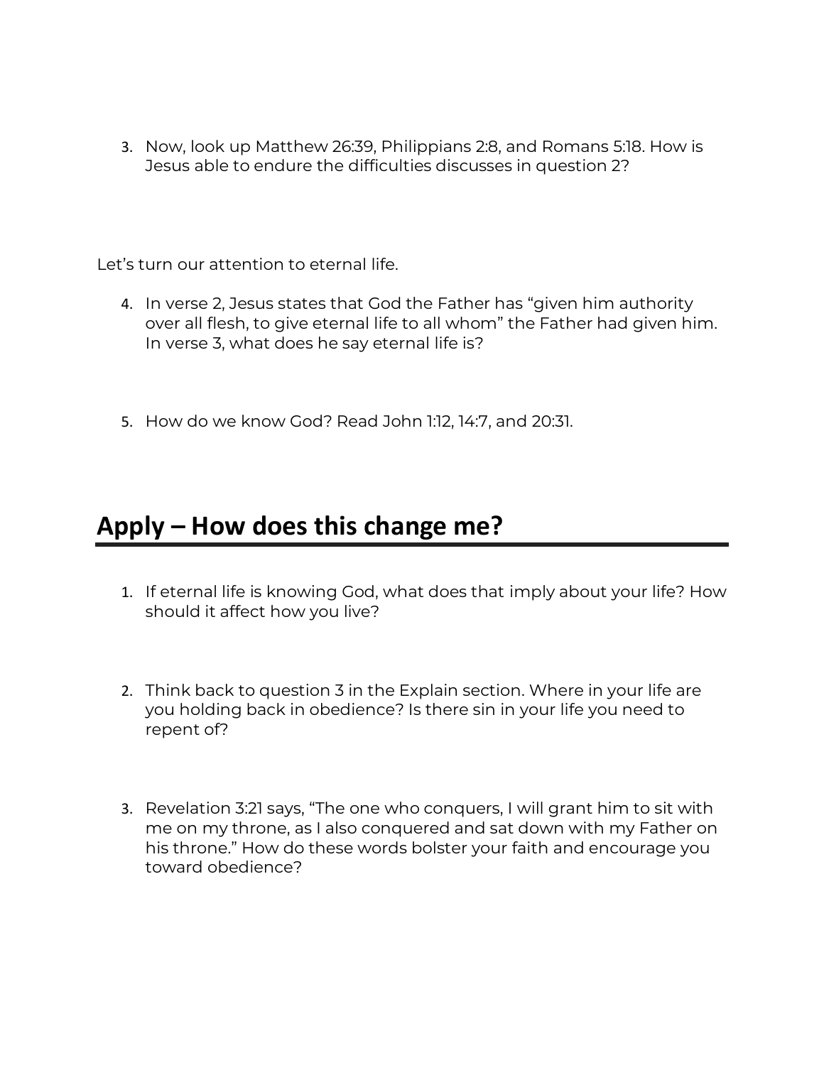3. Now, look up Matthew 26:39, Philippians 2:8, and Romans 5:18. How is Jesus able to endure the difficulties discusses in question 2?

Let's turn our attention to eternal life.

4. In verse 2, Jesus states that God the Father has "given him authority over all flesh, to give eternal life to all whom" the Father had given him. In verse 3, what does he say eternal life is?

5. How do we know God? Read John 1:12, 14:7, and 20:31.

## Apply – How does this change me?

1. If eternal life is knowing God, what does that imply about your life? How should it affect how you live?

2. Think back to question 3 in the Explain section. Where in your life are you holding back in obedience? Is there sin in your life you need to repent of?

3. Revelation 3:21 says, "The one who conquers, I will grant him to sit with me on my throne, as I also conquered and sat down with my Father on his throne." How do these words bolster your faith and encourage you toward obedience?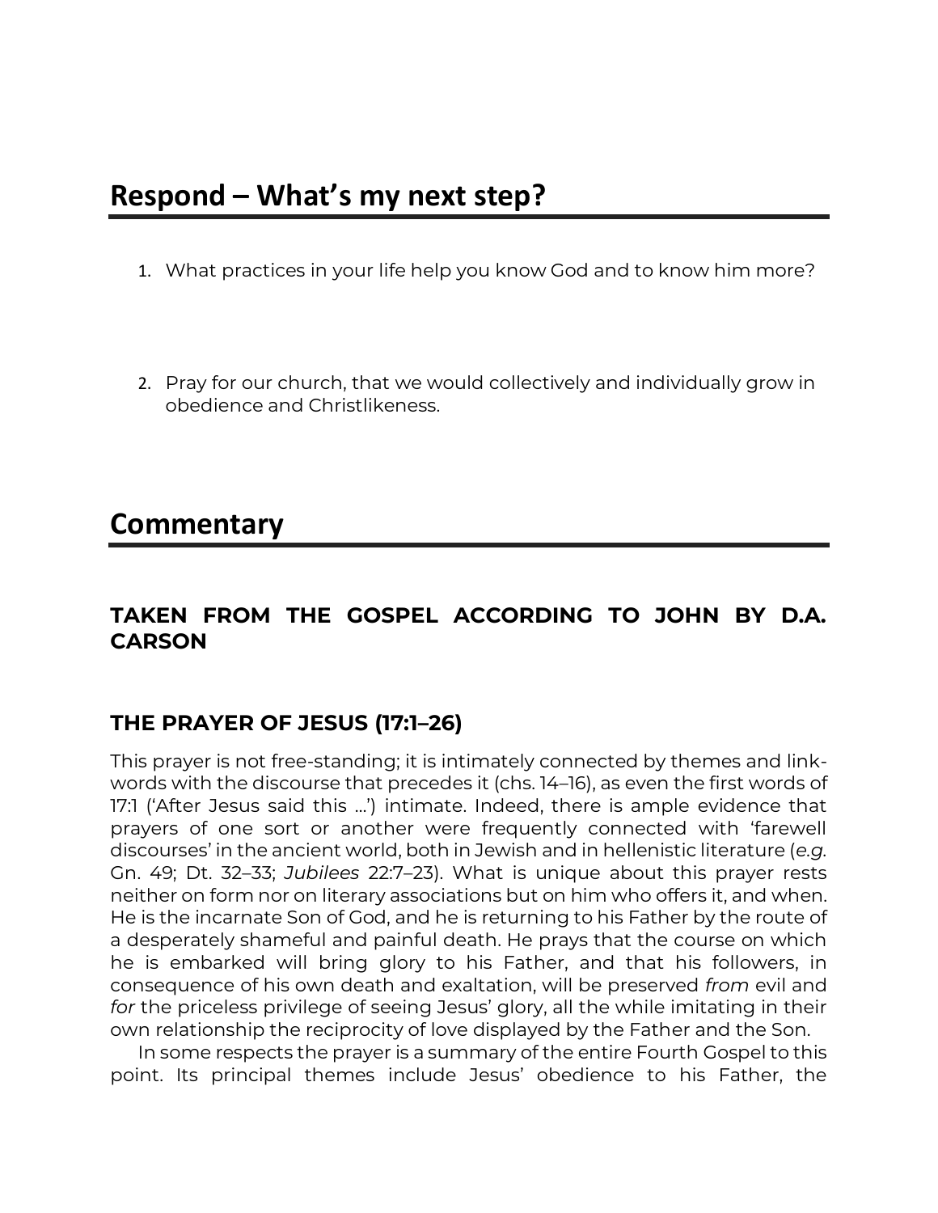## Respond – What's my next step?

1. What practices in your life help you know God and to know him more?

2. Pray for our church, that we would collectively and individually grow in obedience and Christlikeness.

## Commentary

### TAKEN FROM THE GOSPEL ACCORDING TO JOHN BY D.A. CARSON

### THE PRAYER OF JESUS (17:1–26)

This prayer is not free-standing; it is intimately connected by themes and link-words with the discourse that precedes it (chs. 14–16), as even the first words of 17:1 ('After Jesus said this …') intimate. Indeed, there is ample evidence that prayers of one sort or another were frequently connected with 'farewell discourses' in the ancient world, both in Jewish and in hellenistic literature (*e.g.* Gn. 49; Dt. 32–33; *Jubilees* 22:7–23). What is unique about this prayer rests neither on form nor on literary associations but on him who offers it, and when. He is the incarnate Son of God, and he is returning to his Father by the route of a desperately shameful and painful death. He prays that the course on which he is embarked will bring glory to his Father, and that his followers, in consequence of his own death and exaltation, will be preserved *from* evil and *for* the priceless privilege of seeing Jesus' glory, all the while imitating in their own relationship the reciprocity of love displayed by the Father and the Son.

In some respects the prayer is a summary of the entire Fourth Gospel to this point. Its principal themes include Jesus' obedience to his Father, the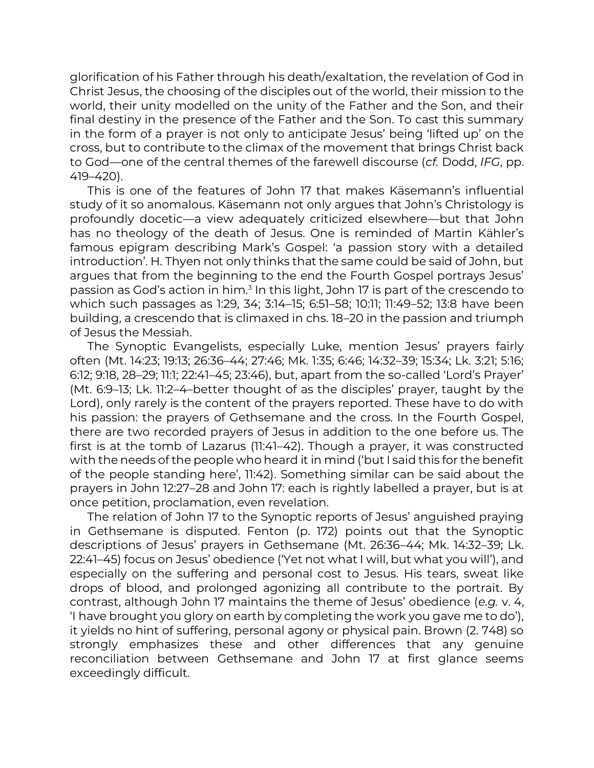glorification of his Father through his death/exaltation, the revelation of God in Christ Jesus, the choosing of the disciples out of the world, their mission to the world, their unity modelled on the unity of the Father and the Son, and their final destiny in the presence of the Father and the Son. To cast this summary in the form of a prayer is not only to anticipate Jesus' being 'lifted up' on the cross, but to contribute to the climax of the movement that brings Christ back to God—one of the central themes of the farewell discourse (*cf.* Dodd, *IFG*, pp. 419–420).

This is one of the features of John 17 that makes Käsemann's influential study of it so anomalous. Käsemann not only argues that John's Christology is profoundly docetic—a view adequately criticized elsewhere—but that John has no theology of the death of Jesus. One is reminded of Martin Kähler's famous epigram describing Mark's Gospel: 'a passion story with a detailed introduction'. H. Thyen not only thinks that the same could be said of John, but argues that from the beginning to the end the Fourth Gospel portrays Jesus' passion as God's action in him.[3] In this light, John 17 is part of the crescendo to which such passages as 1:29, 34; 3:14–15; 6:51–58; 10:11; 11:49–52; 13:8 have been building, a crescendo that is climaxed in chs. 18–20 in the passion and triumph of Jesus the Messiah.

The Synoptic Evangelists, especially Luke, mention Jesus' prayers fairly often (Mt. 14:23; 19:13; 26:36–44; 27:46; Mk. 1:35; 6:46; 14:32–39; 15:34; Lk. 3:21; 5:16; 6:12; 9:18, 28–29; 11:1; 22:41–45; 23:46), but, apart from the so-called 'Lord's Prayer' (Mt. 6:9–13; Lk. 11:2–4–better thought of as the disciples' prayer, taught by the Lord), only rarely is the content of the prayers reported. These have to do with his passion: the prayers of Gethsemane and the cross. In the Fourth Gospel, there are two recorded prayers of Jesus in addition to the one before us. The first is at the tomb of Lazarus (11:41–42). Though a prayer, it was constructed with the needs of the people who heard it in mind ('but I said this for the benefit of the people standing here', 11:42). Something similar can be said about the prayers in John 12:27–28 and John 17: each is rightly labelled a prayer, but is at once petition, proclamation, even revelation.

The relation of John 17 to the Synoptic reports of Jesus' anguished praying in Gethsemane is disputed. Fenton (p. 172) points out that the Synoptic descriptions of Jesus' prayers in Gethsemane (Mt. 26:36–44; Mk. 14:32–39; Lk. 22:41–45) focus on Jesus' obedience ('Yet not what I will, but what you will'), and especially on the suffering and personal cost to Jesus. His tears, sweat like drops of blood, and prolonged agonizing all contribute to the portrait. By contrast, although John 17 maintains the theme of Jesus' obedience (*e.g.* v. 4, 'I have brought you glory on earth by completing the work you gave me to do'), it yields no hint of suffering, personal agony or physical pain. Brown (2. 748) so strongly emphasizes these and other differences that any genuine reconciliation between Gethsemane and John 17 at first glance seems exceedingly difficult.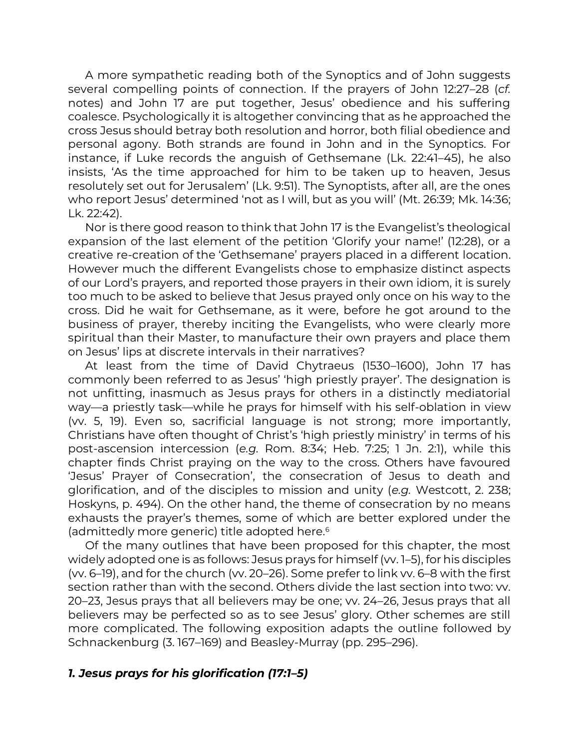A more sympathetic reading both of the Synoptics and of John suggests several compelling points of connection. If the prayers of John 12:27–28 (*cf.* notes) and John 17 are put together, Jesus' obedience and his suffering coalesce. Psychologically it is altogether convincing that as he approached the cross Jesus should betray both resolution and horror, both filial obedience and personal agony. Both strands are found in John and in the Synoptics. For instance, if Luke records the anguish of Gethsemane (Lk. 22:41–45), he also insists, 'As the time approached for him to be taken up to heaven, Jesus resolutely set out for Jerusalem' (Lk. 9:51). The Synoptists, after all, are the ones who report Jesus' determined 'not as I will, but as you will' (Mt. 26:39; Mk. 14:36; Lk. 22:42).

Nor is there good reason to think that John 17 is the Evangelist's theological expansion of the last element of the petition 'Glorify your name!' (12:28), or a creative re-creation of the 'Gethsemane' prayers placed in a different location. However much the different Evangelists chose to emphasize distinct aspects of our Lord's prayers, and reported those prayers in their own idiom, it is surely too much to be asked to believe that Jesus prayed only once on his way to the cross. Did he wait for Gethsemane, as it were, before he got around to the business of prayer, thereby inciting the Evangelists, who were clearly more spiritual than their Master, to manufacture their own prayers and place them on Jesus' lips at discrete intervals in their narratives?

At least from the time of David Chytraeus (1530–1600), John 17 has commonly been referred to as Jesus' 'high priestly prayer'. The designation is not unfitting, inasmuch as Jesus prays for others in a distinctly mediatorial way—a priestly task—while he prays for himself with his self-oblation in view (vv. 5, 19). Even so, sacrificial language is not strong; more importantly, Christians have often thought of Christ's 'high priestly ministry' in terms of his post-ascension intercession (*e.g.* Rom. 8:34; Heb. 7:25; 1 Jn. 2:1), while this chapter finds Christ praying on the way to the cross. Others have favoured 'Jesus' Prayer of Consecration', the consecration of Jesus to death and glorification, and of the disciples to mission and unity (*e.g.* Westcott, 2. 238; Hoskyns, p. 494). On the other hand, the theme of consecration by no means exhausts the prayer's themes, some of which are better explored under the (admittedly more generic) title adopted here.[6]

Of the many outlines that have been proposed for this chapter, the most widely adopted one is as follows: Jesus prays for himself (vv. 1–5), for his disciples (vv. 6–19), and for the church (vv. 20–26). Some prefer to link vv. 6–8 with the first section rather than with the second. Others divide the last section into two: vv. 20–23, Jesus prays that all believers may be one; vv. 24–26, Jesus prays that all believers may be perfected so as to see Jesus' glory. Other schemes are still more complicated. The following exposition adapts the outline followed by Schnackenburg (3. 167–169) and Beasley-Murray (pp. 295–296).

### *1. Jesus prays for his glorification (17:1–5)*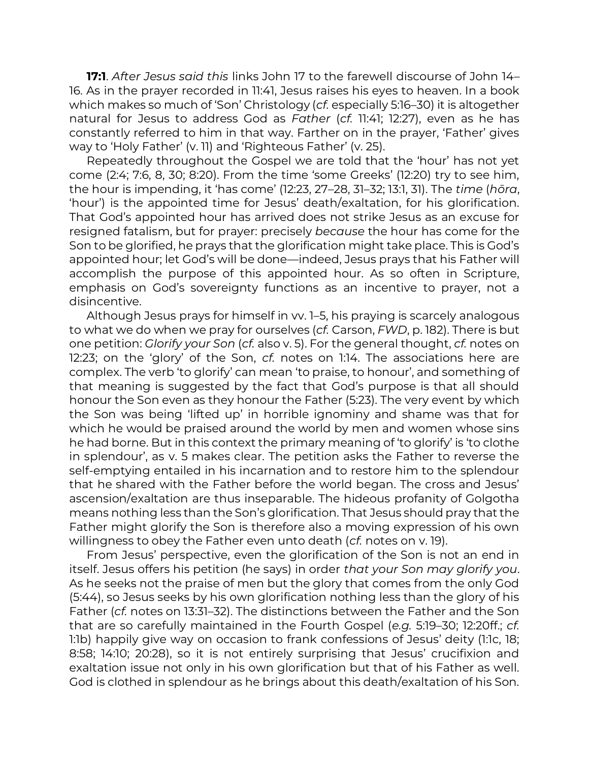**17:1**. *After Jesus said this* links John 17 to the farewell discourse of John 14–16. As in the prayer recorded in 11:41, Jesus raises his eyes to heaven. In a book which makes so much of 'Son' Christology (*cf.* especially 5:16–30) it is altogether natural for Jesus to address God as *Father* (*cf.* 11:41; 12:27), even as he has constantly referred to him in that way. Farther on in the prayer, 'Father' gives way to 'Holy Father' (v. 11) and 'Righteous Father' (v. 25).

Repeatedly throughout the Gospel we are told that the 'hour' has not yet come (2:4; 7:6, 8, 30; 8:20). From the time 'some Greeks' (12:20) try to see him, the hour is impending, it 'has come' (12:23, 27–28, 31–32; 13:1, 31). The *time* (*hōra*, 'hour') is the appointed time for Jesus' death/exaltation, for his glorification. That God's appointed hour has arrived does not strike Jesus as an excuse for resigned fatalism, but for prayer: precisely *because* the hour has come for the Son to be glorified, he prays that the glorification might take place. This is God's appointed hour; let God's will be done—indeed, Jesus prays that his Father will accomplish the purpose of this appointed hour. As so often in Scripture, emphasis on God's sovereignty functions as an incentive to prayer, not a disincentive.

Although Jesus prays for himself in vv. 1–5, his praying is scarcely analogous to what we do when we pray for ourselves (*cf.* Carson, *FWD*, p. 182). There is but one petition: *Glorify your Son* (*cf.* also v. 5). For the general thought, *cf.* notes on 12:23; on the 'glory' of the Son, *cf.* notes on 1:14. The associations here are complex. The verb 'to glorify' can mean 'to praise, to honour', and something of that meaning is suggested by the fact that God's purpose is that all should honour the Son even as they honour the Father (5:23). The very event by which the Son was being 'lifted up' in horrible ignominy and shame was that for which he would be praised around the world by men and women whose sins he had borne. But in this context the primary meaning of 'to glorify' is 'to clothe in splendour', as v. 5 makes clear. The petition asks the Father to reverse the self-emptying entailed in his incarnation and to restore him to the splendour that he shared with the Father before the world began. The cross and Jesus' ascension/exaltation are thus inseparable. The hideous profanity of Golgotha means nothing less than the Son's glorification. That Jesus should pray that the Father might glorify the Son is therefore also a moving expression of his own willingness to obey the Father even unto death (*cf.* notes on v. 19).

From Jesus' perspective, even the glorification of the Son is not an end in itself. Jesus offers his petition (he says) in order *that your Son may glorify you*. As he seeks not the praise of men but the glory that comes from the only God (5:44), so Jesus seeks by his own glorification nothing less than the glory of his Father (*cf.* notes on 13:31–32). The distinctions between the Father and the Son that are so carefully maintained in the Fourth Gospel (*e.g.* 5:19–30; 12:20ff.; *cf.* 1:1b) happily give way on occasion to frank confessions of Jesus' deity (1:1c, 18; 8:58; 14:10; 20:28), so it is not entirely surprising that Jesus' crucifixion and exaltation issue not only in his own glorification but that of his Father as well. God is clothed in splendour as he brings about this death/exaltation of his Son.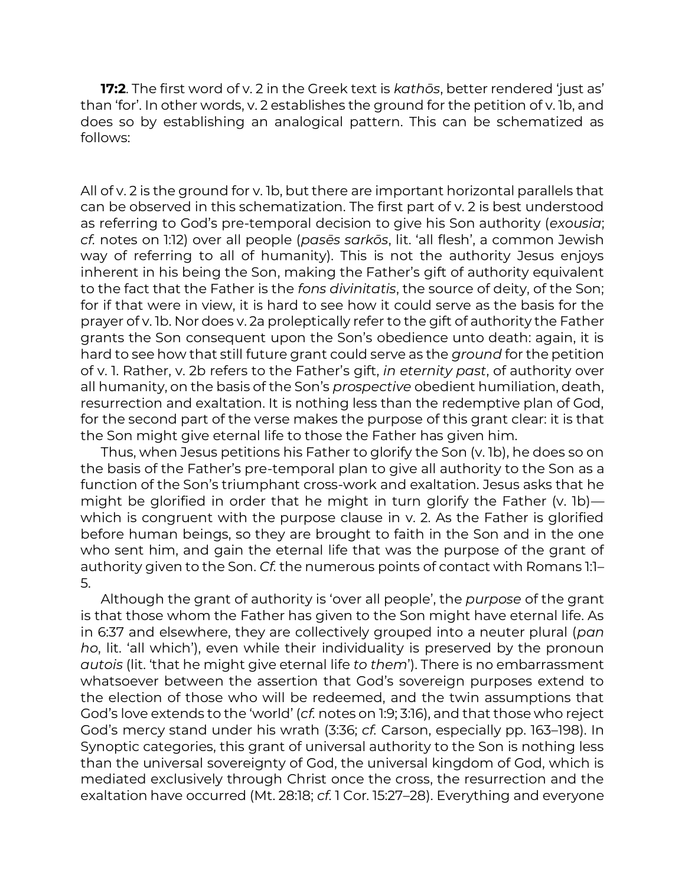**17:2**. The first word of v. 2 in the Greek text is *kathōs*, better rendered 'just as' than 'for'. In other words, v. 2 establishes the ground for the petition of v. 1b, and does so by establishing an analogical pattern. This can be schematized as follows:

All of v. 2 is the ground for v. 1b, but there are important horizontal parallels that can be observed in this schematization. The first part of v. 2 is best understood as referring to God's pre-temporal decision to give his Son authority (*exousia*; *cf.* notes on 1:12) over all people (*pasēs sarkōs*, lit. 'all flesh', a common Jewish way of referring to all of humanity). This is not the authority Jesus enjoys inherent in his being the Son, making the Father's gift of authority equivalent to the fact that the Father is the *fons divinitatis*, the source of deity, of the Son; for if that were in view, it is hard to see how it could serve as the basis for the prayer of v. 1b. Nor does v. 2a proleptically refer to the gift of authority the Father grants the Son consequent upon the Son's obedience unto death: again, it is hard to see how that still future grant could serve as the *ground* for the petition of v. 1. Rather, v. 2b refers to the Father's gift, *in eternity past*, of authority over all humanity, on the basis of the Son's *prospective* obedient humiliation, death, resurrection and exaltation. It is nothing less than the redemptive plan of God, for the second part of the verse makes the purpose of this grant clear: it is that the Son might give eternal life to those the Father has given him.

Thus, when Jesus petitions his Father to glorify the Son (v. 1b), he does so on the basis of the Father's pre-temporal plan to give all authority to the Son as a function of the Son's triumphant cross-work and exaltation. Jesus asks that he might be glorified in order that he might in turn glorify the Father (v. 1b)—which is congruent with the purpose clause in v. 2. As the Father is glorified before human beings, so they are brought to faith in the Son and in the one who sent him, and gain the eternal life that was the purpose of the grant of authority given to the Son. *Cf.* the numerous points of contact with Romans 1:1–5.

Although the grant of authority is 'over all people', the *purpose* of the grant is that those whom the Father has given to the Son might have eternal life. As in 6:37 and elsewhere, they are collectively grouped into a neuter plural (*pan ho*, lit. 'all which'), even while their individuality is preserved by the pronoun *autois* (lit. 'that he might give eternal life *to them*'). There is no embarrassment whatsoever between the assertion that God's sovereign purposes extend to the election of those who will be redeemed, and the twin assumptions that God's love extends to the 'world' (*cf.* notes on 1:9; 3:16), and that those who reject God's mercy stand under his wrath (3:36; *cf.* Carson, especially pp. 163–198). In Synoptic categories, this grant of universal authority to the Son is nothing less than the universal sovereignty of God, the universal kingdom of God, which is mediated exclusively through Christ once the cross, the resurrection and the exaltation have occurred (Mt. 28:18; *cf.* 1 Cor. 15:27–28). Everything and everyone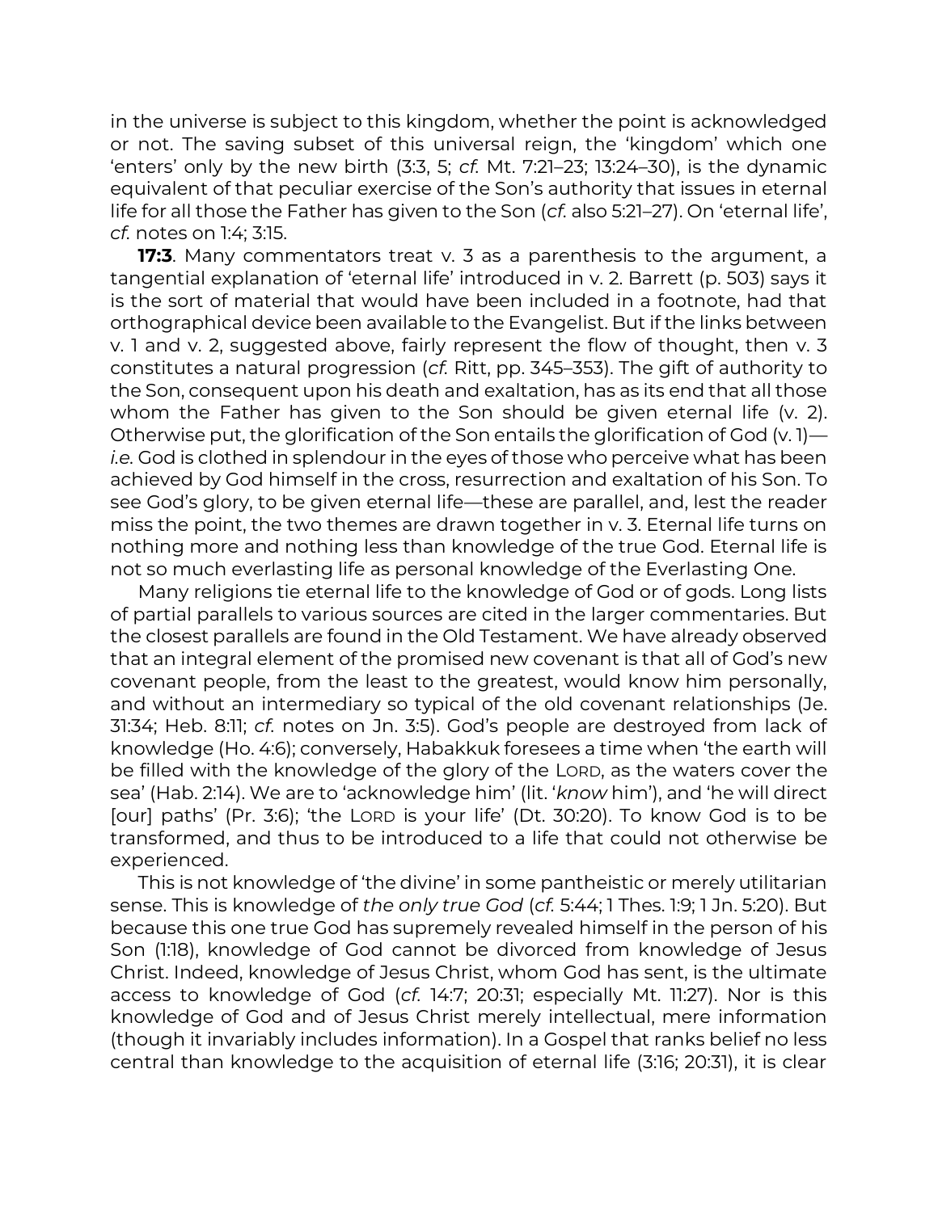in the universe is subject to this kingdom, whether the point is acknowledged or not. The saving subset of this universal reign, the 'kingdom' which one 'enters' only by the new birth (3:3, 5; *cf.* Mt. 7:21–23; 13:24–30), is the dynamic equivalent of that peculiar exercise of the Son's authority that issues in eternal life for all those the Father has given to the Son (*cf.* also 5:21–27). On 'eternal life', *cf.* notes on 1:4; 3:15.

**17:3**. Many commentators treat v. 3 as a parenthesis to the argument, a tangential explanation of 'eternal life' introduced in v. 2. Barrett (p. 503) says it is the sort of material that would have been included in a footnote, had that orthographical device been available to the Evangelist. But if the links between v. 1 and v. 2, suggested above, fairly represent the flow of thought, then v. 3 constitutes a natural progression (*cf.* Ritt, pp. 345–353). The gift of authority to the Son, consequent upon his death and exaltation, has as its end that all those whom the Father has given to the Son should be given eternal life (v. 2). Otherwise put, the glorification of the Son entails the glorification of God (v. 1)—*i.e.* God is clothed in splendour in the eyes of those who perceive what has been achieved by God himself in the cross, resurrection and exaltation of his Son. To see God's glory, to be given eternal life—these are parallel, and, lest the reader miss the point, the two themes are drawn together in v. 3. Eternal life turns on nothing more and nothing less than knowledge of the true God. Eternal life is not so much everlasting life as personal knowledge of the Everlasting One.

Many religions tie eternal life to the knowledge of God or of gods. Long lists of partial parallels to various sources are cited in the larger commentaries. But the closest parallels are found in the Old Testament. We have already observed that an integral element of the promised new covenant is that all of God's new covenant people, from the least to the greatest, would know him personally, and without an intermediary so typical of the old covenant relationships (Je. 31:34; Heb. 8:11; *cf.* notes on Jn. 3:5). God's people are destroyed from lack of knowledge (Ho. 4:6); conversely, Habakkuk foresees a time when 'the earth will be filled with the knowledge of the glory of the LORD, as the waters cover the sea' (Hab. 2:14). We are to 'acknowledge him' (lit. '*know* him'), and 'he will direct [our] paths' (Pr. 3:6); 'the LORD is your life' (Dt. 30:20). To know God is to be transformed, and thus to be introduced to a life that could not otherwise be experienced.

This is not knowledge of 'the divine' in some pantheistic or merely utilitarian sense. This is knowledge of *the only true God* (*cf.* 5:44; 1 Thes. 1:9; 1 Jn. 5:20). But because this one true God has supremely revealed himself in the person of his Son (1:18), knowledge of God cannot be divorced from knowledge of Jesus Christ. Indeed, knowledge of Jesus Christ, whom God has sent, is the ultimate access to knowledge of God (*cf.* 14:7; 20:31; especially Mt. 11:27). Nor is this knowledge of God and of Jesus Christ merely intellectual, mere information (though it invariably includes information). In a Gospel that ranks belief no less central than knowledge to the acquisition of eternal life (3:16; 20:31), it is clear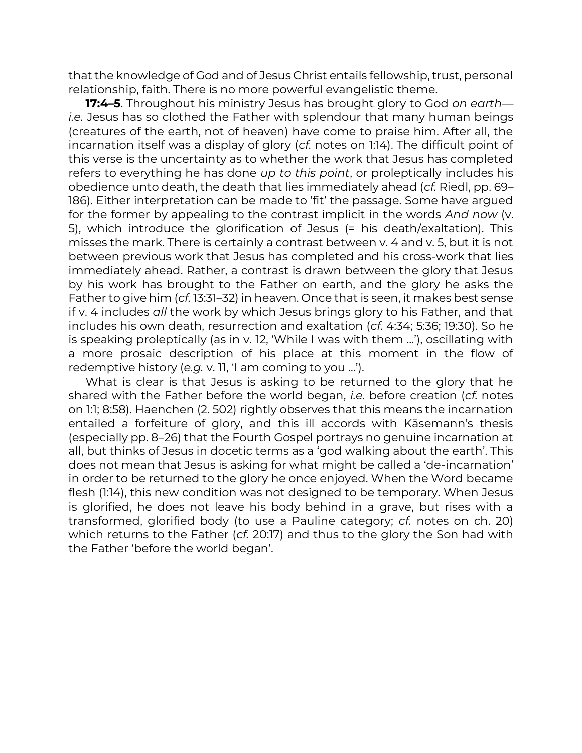that the knowledge of God and of Jesus Christ entails fellowship, trust, personal relationship, faith. There is no more powerful evangelistic theme.

**17:4–5**. Throughout his ministry Jesus has brought glory to God *on earth*—*i.e.* Jesus has so clothed the Father with splendour that many human beings (creatures of the earth, not of heaven) have come to praise him. After all, the incarnation itself was a display of glory (*cf.* notes on 1:14). The difficult point of this verse is the uncertainty as to whether the work that Jesus has completed refers to everything he has done *up to this point*, or proleptically includes his obedience unto death, the death that lies immediately ahead (*cf.* Riedl, pp. 69–186). Either interpretation can be made to 'fit' the passage. Some have argued for the former by appealing to the contrast implicit in the words *And now* (v. 5), which introduce the glorification of Jesus (= his death/exaltation). This misses the mark. There is certainly a contrast between v. 4 and v. 5, but it is not between previous work that Jesus has completed and his cross-work that lies immediately ahead. Rather, a contrast is drawn between the glory that Jesus by his work has brought to the Father on earth, and the glory he asks the Father to give him (*cf.* 13:31–32) in heaven. Once that is seen, it makes best sense if v. 4 includes *all* the work by which Jesus brings glory to his Father, and that includes his own death, resurrection and exaltation (*cf.* 4:34; 5:36; 19:30). So he is speaking proleptically (as in v. 12, 'While I was with them …'), oscillating with a more prosaic description of his place at this moment in the flow of redemptive history (*e.g.* v. 11, 'I am coming to you …').

What is clear is that Jesus is asking to be returned to the glory that he shared with the Father before the world began, *i.e.* before creation (*cf.* notes on 1:1; 8:58). Haenchen (2. 502) rightly observes that this means the incarnation entailed a forfeiture of glory, and this ill accords with Käsemann's thesis (especially pp. 8–26) that the Fourth Gospel portrays no genuine incarnation at all, but thinks of Jesus in docetic terms as a 'god walking about the earth'. This does not mean that Jesus is asking for what might be called a 'de-incarnation' in order to be returned to the glory he once enjoyed. When the Word became flesh (1:14), this new condition was not designed to be temporary. When Jesus is glorified, he does not leave his body behind in a grave, but rises with a transformed, glorified body (to use a Pauline category; *cf.* notes on ch. 20) which returns to the Father (*cf.* 20:17) and thus to the glory the Son had with the Father 'before the world began'.